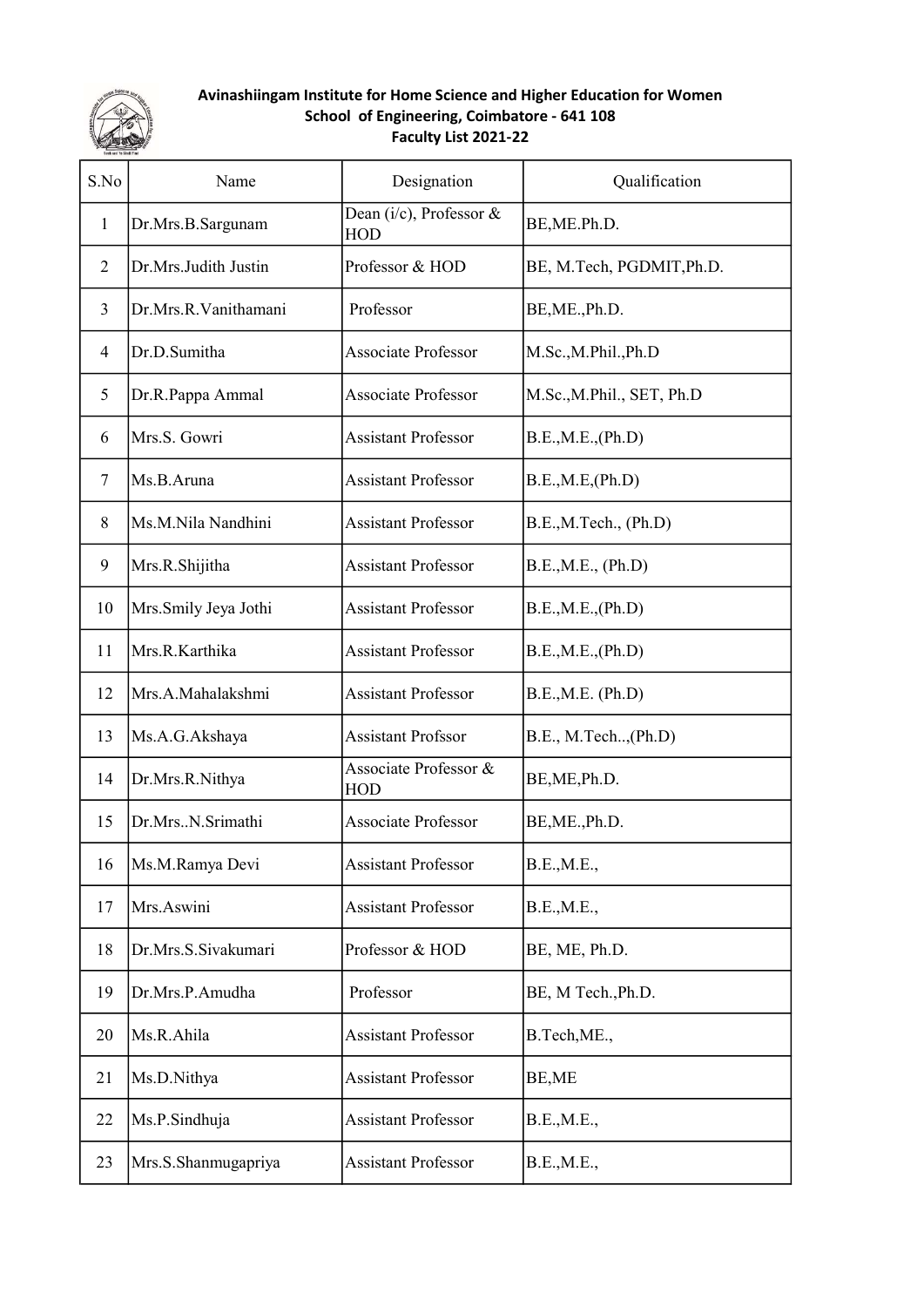**Avinashiingam Institute for Home Science and Higher Education for Women**
**School of Engineering, Coimbatore - 641 108**
**Faculty List 2021-22**

| S.No | Name | Designation | Qualification |
|---|---|---|---|
| 1 | Dr.Mrs.B.Sargunam | Dean (i/c), Professor & HOD | BE,ME.Ph.D. |
| 2 | Dr.Mrs.Judith Justin | Professor & HOD | BE, M.Tech, PGDMIT,Ph.D. |
| 3 | Dr.Mrs.R.Vanithamani | Professor | BE,ME.,Ph.D. |
| 4 | Dr.D.Sumitha | Associate Professor | M.Sc.,M.Phil.,Ph.D |
| 5 | Dr.R.Pappa Ammal | Associate Professor | M.Sc.,M.Phil., SET, Ph.D |
| 6 | Mrs.S. Gowri | Assistant Professor | B.E.,M.E.,(Ph.D) |
| 7 | Ms.B.Aruna | Assistant Professor | B.E.,M.E,(Ph.D) |
| 8 | Ms.M.Nila Nandhini | Assistant Professor | B.E.,M.Tech., (Ph.D) |
| 9 | Mrs.R.Shijitha | Assistant Professor | B.E.,M.E., (Ph.D) |
| 10 | Mrs.Smily Jeya Jothi | Assistant Professor | B.E.,M.E.,(Ph.D) |
| 11 | Mrs.R.Karthika | Assistant Professor | B.E.,M.E.,(Ph.D) |
| 12 | Mrs.A.Mahalakshmi | Assistant Professor | B.E.,M.E. (Ph.D) |
| 13 | Ms.A.G.Akshaya | Assistant Profssor | B.E., M.Tech..,(Ph.D) |
| 14 | Dr.Mrs.R.Nithya | Associate Professor & HOD | BE,ME,Ph.D. |
| 15 | Dr.Mrs..N.Srimathi | Associate Professor | BE,ME.,Ph.D. |
| 16 | Ms.M.Ramya Devi | Assistant Professor | B.E.,M.E., |
| 17 | Mrs.Aswini | Assistant Professor | B.E.,M.E., |
| 18 | Dr.Mrs.S.Sivakumari | Professor & HOD | BE, ME, Ph.D. |
| 19 | Dr.Mrs.P.Amudha | Professor | BE, M Tech.,Ph.D. |
| 20 | Ms.R.Ahila | Assistant Professor | B.Tech,ME., |
| 21 | Ms.D.Nithya | Assistant Professor | BE,ME |
| 22 | Ms.P.Sindhuja | Assistant Professor | B.E.,M.E., |
| 23 | Mrs.S.Shanmugapriya | Assistant Professor | B.E.,M.E., |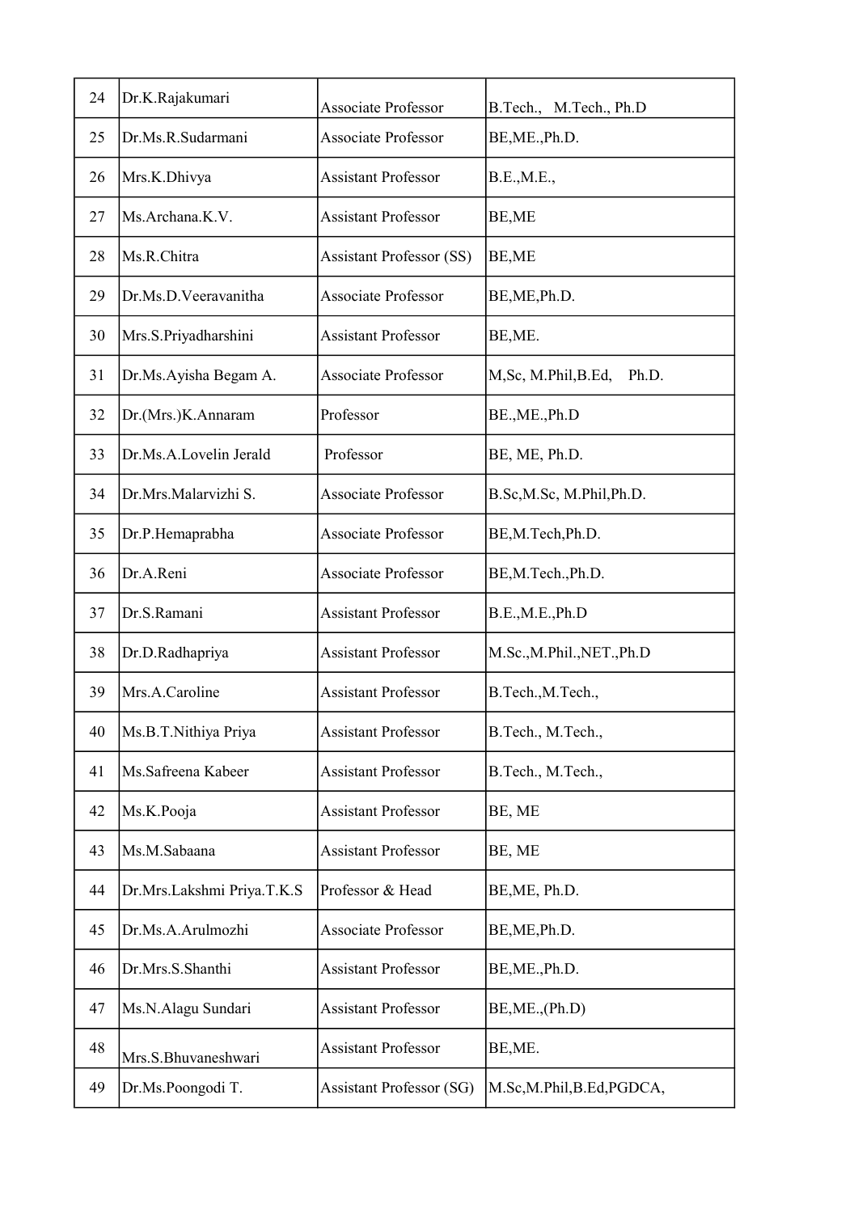| | | | |
|---|---|---|---|
| 24 | Dr.K.Rajakumari | Associate Professor | B.Tech., M.Tech., Ph.D |
| 25 | Dr.Ms.R.Sudarmani | Associate Professor | BE,ME.,Ph.D. |
| 26 | Mrs.K.Dhivya | Assistant Professor | B.E.,M.E., |
| 27 | Ms.Archana.K.V. | Assistant Professor | BE,ME |
| 28 | Ms.R.Chitra | Assistant Professor (SS) | BE,ME |
| 29 | Dr.Ms.D.Veeravanitha | Associate Professor | BE,ME,Ph.D. |
| 30 | Mrs.S.Priyadharshini | Assistant Professor | BE,ME. |
| 31 | Dr.Ms.Ayisha Begam A. | Associate Professor | M,Sc, M.Phil,B.Ed, Ph.D. |
| 32 | Dr.(Mrs.)K.Annaram | Professor | BE.,ME.,Ph.D |
| 33 | Dr.Ms.A.Lovelin Jerald | Professor | BE, ME, Ph.D. |
| 34 | Dr.Mrs.Malarvizhi S. | Associate Professor | B.Sc,M.Sc, M.Phil,Ph.D. |
| 35 | Dr.P.Hemaprabha | Associate Professor | BE,M.Tech,Ph.D. |
| 36 | Dr.A.Reni | Associate Professor | BE,M.Tech.,Ph.D. |
| 37 | Dr.S.Ramani | Assistant Professor | B.E.,M.E.,Ph.D |
| 38 | Dr.D.Radhapriya | Assistant Professor | M.Sc.,M.Phil.,NET.,Ph.D |
| 39 | Mrs.A.Caroline | Assistant Professor | B.Tech.,M.Tech., |
| 40 | Ms.B.T.Nithiya Priya | Assistant Professor | B.Tech., M.Tech., |
| 41 | Ms.Safreena Kabeer | Assistant Professor | B.Tech., M.Tech., |
| 42 | Ms.K.Pooja | Assistant Professor | BE, ME |
| 43 | Ms.M.Sabaana | Assistant Professor | BE, ME |
| 44 | Dr.Mrs.Lakshmi Priya.T.K.S | Professor & Head | BE,ME, Ph.D. |
| 45 | Dr.Ms.A.Arulmozhi | Associate Professor | BE,ME,Ph.D. |
| 46 | Dr.Mrs.S.Shanthi | Assistant Professor | BE,ME.,Ph.D. |
| 47 | Ms.N.Alagu Sundari | Assistant Professor | BE,ME.,(Ph.D) |
| 48 | Mrs.S.Bhuvaneshwari | Assistant Professor | BE,ME. |
| 49 | Dr.Ms.Poongodi T. | Assistant Professor (SG) | M.Sc,M.Phil,B.Ed,PGDCA, |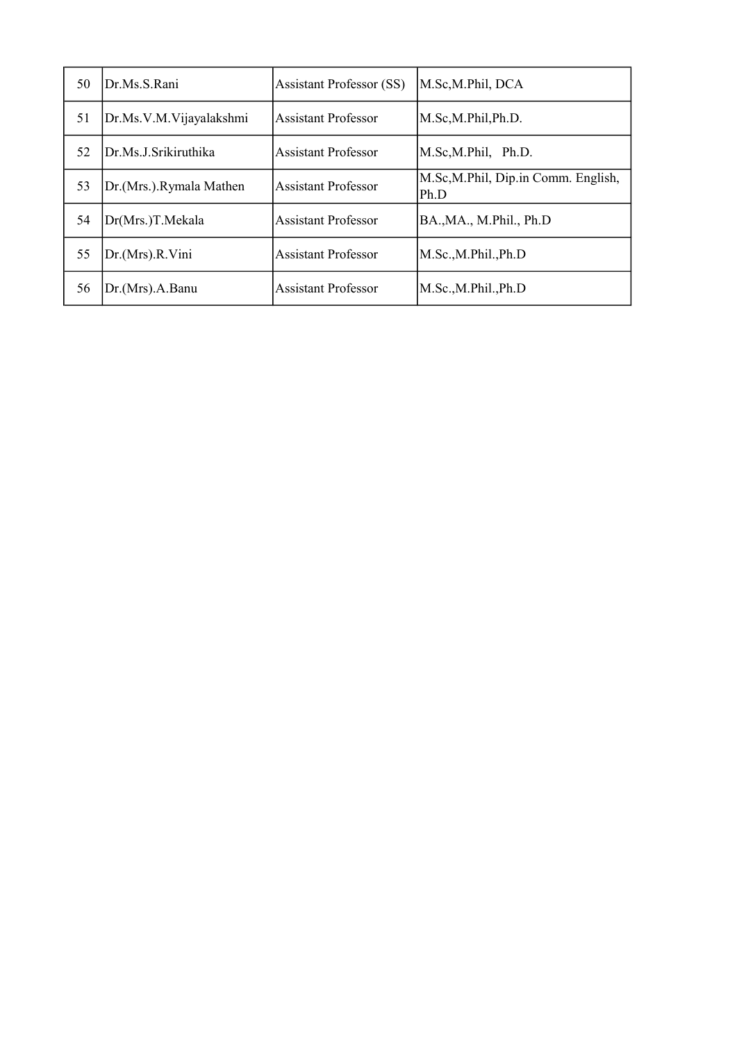| | | | |
|---|---|---|---|
| 50 | Dr.Ms.S.Rani | Assistant Professor (SS) | M.Sc,M.Phil, DCA |
| 51 | Dr.Ms.V.M.Vijayalakshmi | Assistant Professor | M.Sc,M.Phil,Ph.D. |
| 52 | Dr.Ms.J.Srikiruthika | Assistant Professor | M.Sc,M.Phil, Ph.D. |
| 53 | Dr.(Mrs.).Rymala Mathen | Assistant Professor | M.Sc,M.Phil, Dip.in Comm. English, Ph.D |
| 54 | Dr(Mrs.)T.Mekala | Assistant Professor | BA.,MA., M.Phil., Ph.D |
| 55 | Dr.(Mrs).R.Vini | Assistant Professor | M.Sc.,M.Phil.,Ph.D |
| 56 | Dr.(Mrs).A.Banu | Assistant Professor | M.Sc.,M.Phil.,Ph.D |